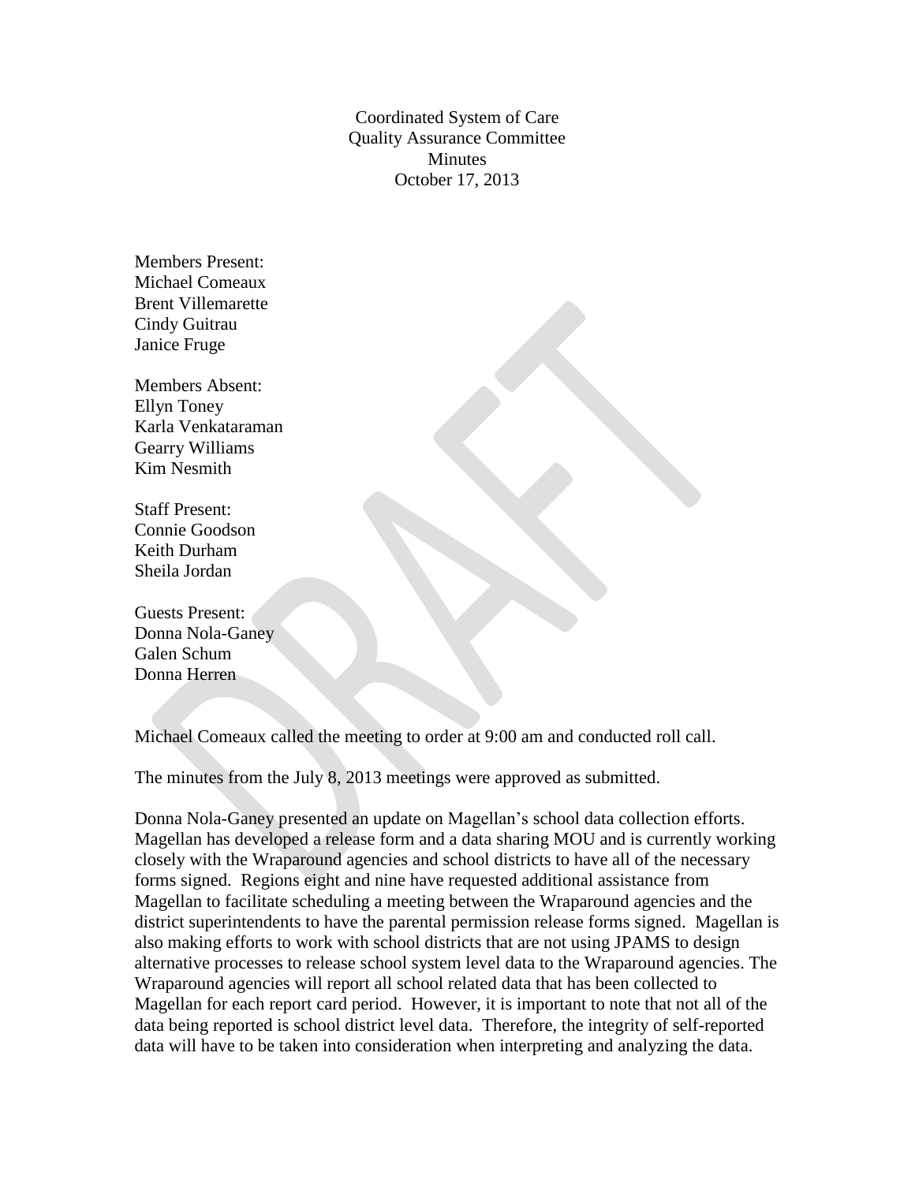# Coordinated System of Care
## Quality Assurance Committee
### Minutes
### October 17, 2013

Members Present:
Michael Comeaux
Brent Villemarette
Cindy Guitrau
Janice Fruge

Members Absent:
Ellyn Toney
Karla Venkataraman
Gearry Williams
Kim Nesmith

Staff Present:
Connie Goodson
Keith Durham
Sheila Jordan

Guests Present:
Donna Nola-Ganey
Galen Schum
Donna Herren

Michael Comeaux called the meeting to order at 9:00 am and conducted roll call.

The minutes from the July 8, 2013 meetings were approved as submitted.

Donna Nola-Ganey presented an update on Magellan's school data collection efforts. Magellan has developed a release form and a data sharing MOU and is currently working closely with the Wraparound agencies and school districts to have all of the necessary forms signed. Regions eight and nine have requested additional assistance from Magellan to facilitate scheduling a meeting between the Wraparound agencies and the district superintendents to have the parental permission release forms signed. Magellan is also making efforts to work with school districts that are not using JPAMS to design alternative processes to release school system level data to the Wraparound agencies. The Wraparound agencies will report all school related data that has been collected to Magellan for each report card period. However, it is important to note that not all of the data being reported is school district level data. Therefore, the integrity of self-reported data will have to be taken into consideration when interpreting and analyzing the data.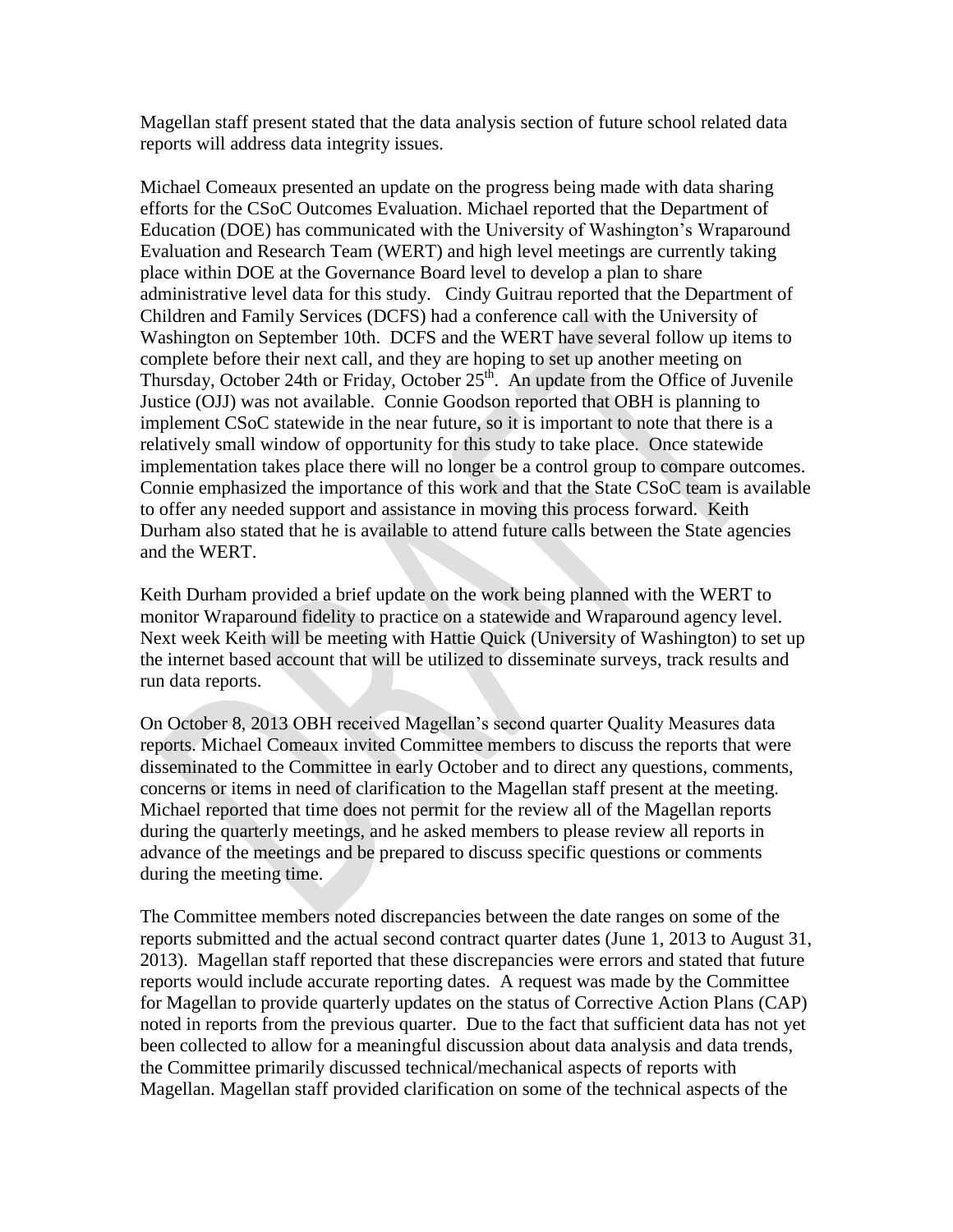Magellan staff present stated that the data analysis section of future school related data reports will address data integrity issues.

Michael Comeaux presented an update on the progress being made with data sharing efforts for the CSoC Outcomes Evaluation. Michael reported that the Department of Education (DOE) has communicated with the University of Washington's Wraparound Evaluation and Research Team (WERT) and high level meetings are currently taking place within DOE at the Governance Board level to develop a plan to share administrative level data for this study. Cindy Guitrau reported that the Department of Children and Family Services (DCFS) had a conference call with the University of Washington on September 10th. DCFS and the WERT have several follow up items to complete before their next call, and they are hoping to set up another meeting on Thursday, October 24th or Friday, October 25th. An update from the Office of Juvenile Justice (OJJ) was not available. Connie Goodson reported that OBH is planning to implement CSoC statewide in the near future, so it is important to note that there is a relatively small window of opportunity for this study to take place. Once statewide implementation takes place there will no longer be a control group to compare outcomes. Connie emphasized the importance of this work and that the State CSoC team is available to offer any needed support and assistance in moving this process forward. Keith Durham also stated that he is available to attend future calls between the State agencies and the WERT.

Keith Durham provided a brief update on the work being planned with the WERT to monitor Wraparound fidelity to practice on a statewide and Wraparound agency level. Next week Keith will be meeting with Hattie Quick (University of Washington) to set up the internet based account that will be utilized to disseminate surveys, track results and run data reports.

On October 8, 2013 OBH received Magellan's second quarter Quality Measures data reports. Michael Comeaux invited Committee members to discuss the reports that were disseminated to the Committee in early October and to direct any questions, comments, concerns or items in need of clarification to the Magellan staff present at the meeting. Michael reported that time does not permit for the review all of the Magellan reports during the quarterly meetings, and he asked members to please review all reports in advance of the meetings and be prepared to discuss specific questions or comments during the meeting time.

The Committee members noted discrepancies between the date ranges on some of the reports submitted and the actual second contract quarter dates (June 1, 2013 to August 31, 2013). Magellan staff reported that these discrepancies were errors and stated that future reports would include accurate reporting dates. A request was made by the Committee for Magellan to provide quarterly updates on the status of Corrective Action Plans (CAP) noted in reports from the previous quarter. Due to the fact that sufficient data has not yet been collected to allow for a meaningful discussion about data analysis and data trends, the Committee primarily discussed technical/mechanical aspects of reports with Magellan. Magellan staff provided clarification on some of the technical aspects of the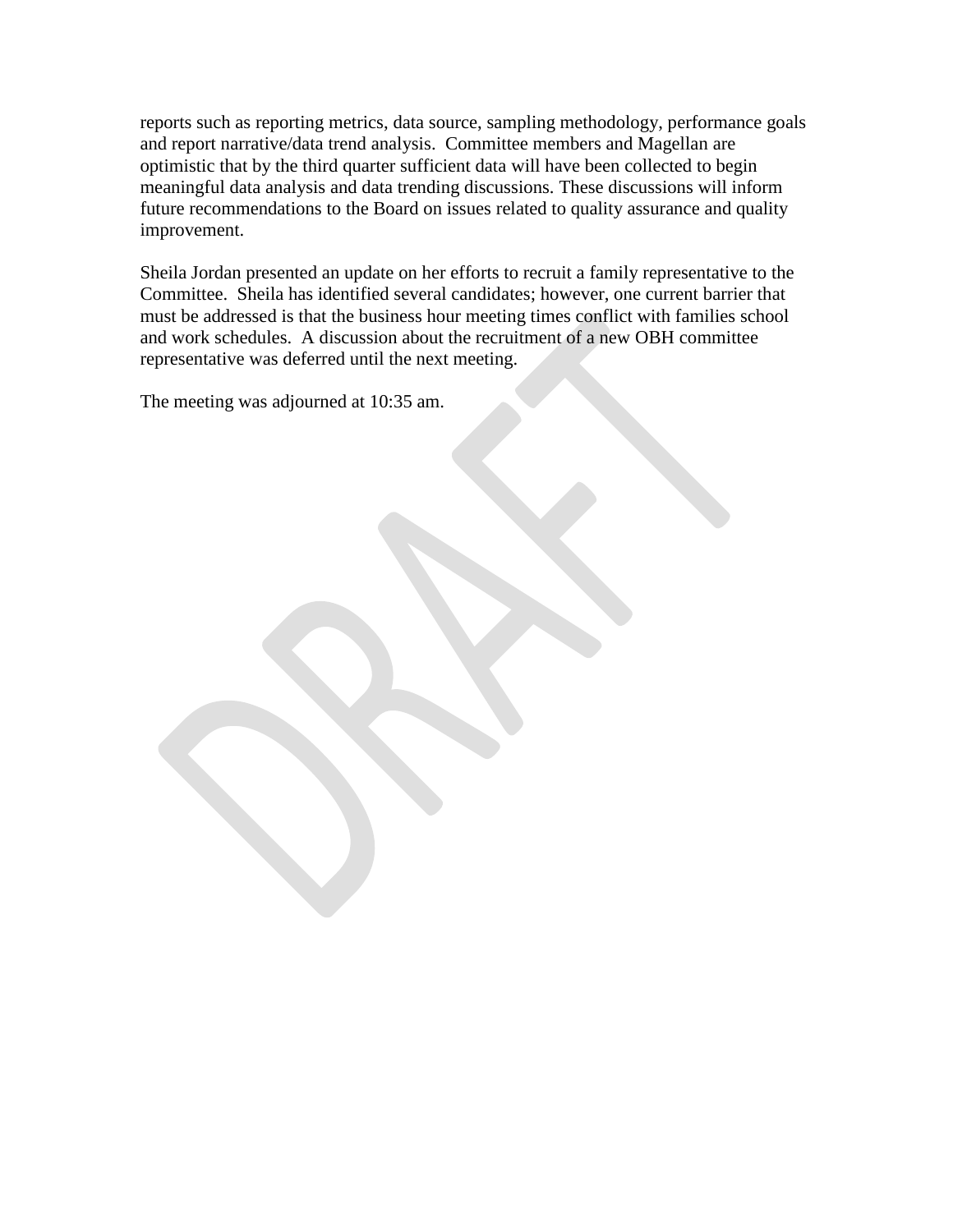reports such as reporting metrics, data source, sampling methodology, performance goals and report narrative/data trend analysis. Committee members and Magellan are optimistic that by the third quarter sufficient data will have been collected to begin meaningful data analysis and data trending discussions. These discussions will inform future recommendations to the Board on issues related to quality assurance and quality improvement.

Sheila Jordan presented an update on her efforts to recruit a family representative to the Committee. Sheila has identified several candidates; however, one current barrier that must be addressed is that the business hour meeting times conflict with families school and work schedules. A discussion about the recruitment of a new OBH committee representative was deferred until the next meeting.

The meeting was adjourned at 10:35 am.